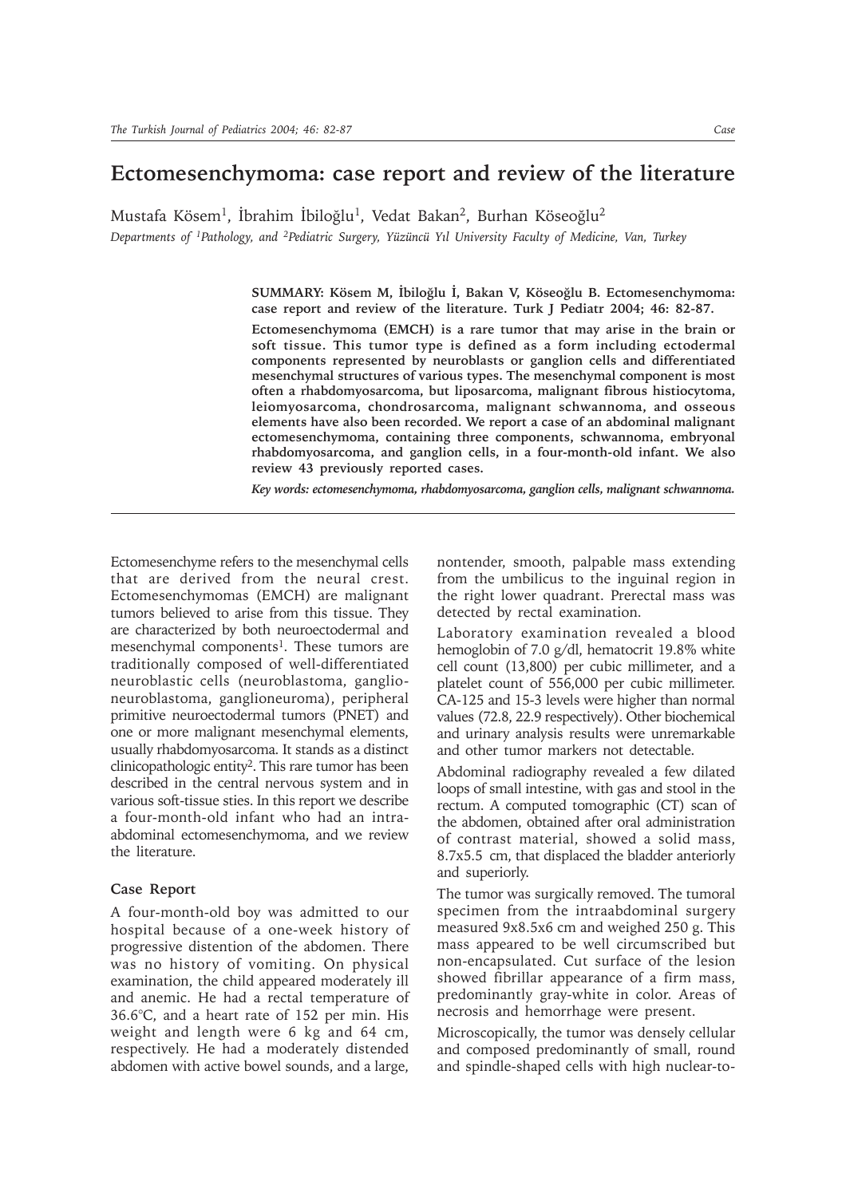# Ectomesenchymoma: case report and review of the literature

Mustafa Kösem[1], İbrahim İbiloğlu[1], Vedat Bakan[2], Burhan Köseoğlu[2]

*Departments of [1]Pathology, and [2]Pediatric Surgery, Yüzüncü Yıl University Faculty of Medicine, Van, Turkey*

**SUMMARY: Kösem M, İbiloğlu İ, Bakan V, Köseoğlu B. Ectomesenchymoma: case report and review of the literature. Turk J Pediatr 2004; 46: 82-87.**

**Ectomesenchymoma (EMCH) is a rare tumor that may arise in the brain or soft tissue. This tumor type is defined as a form including ectodermal components represented by neuroblasts or ganglion cells and differentiated mesenchymal structures of various types. The mesenchymal component is most often a rhabdomyosarcoma, but liposarcoma, malignant fibrous histiocytoma, leiomyosarcoma, chondrosarcoma, malignant schwannoma, and osseous elements have also been recorded. We report a case of an abdominal malignant ectomesenchymoma, containing three components, schwannoma, embryonal rhabdomyosarcoma, and ganglion cells, in a four-month-old infant. We also review 43 previously reported cases.**

***Key words: ectomesenchymoma, rhabdomyosarcoma, ganglion cells, malignant schwannoma.***

---

Ectomesenchyme refers to the mesenchymal cells that are derived from the neural crest. Ectomesenchymomas (EMCH) are malignant tumors believed to arise from this tissue. They are characterized by both neuroectodermal and mesenchymal components[1]. These tumors are traditionally composed of well-differentiated neuroblastic cells (neuroblastoma, ganglioneuroblastoma, ganglioneuroma), peripheral primitive neuroectodermal tumors (PNET) and one or more malignant mesenchymal elements, usually rhabdomyosarcoma. It stands as a distinct clinicopathologic entity[2]. This rare tumor has been described in the central nervous system and in various soft-tissue sties. In this report we describe a four-month-old infant who had an intra-abdominal ectomesenchymoma, and we review the literature.

### Case Report

A four-month-old boy was admitted to our hospital because of a one-week history of progressive distention of the abdomen. There was no history of vomiting. On physical examination, the child appeared moderately ill and anemic. He had a rectal temperature of 36.6°C, and a heart rate of 152 per min. His weight and length were 6 kg and 64 cm, respectively. He had a moderately distended abdomen with active bowel sounds, and a large, nontender, smooth, palpable mass extending from the umbilicus to the inguinal region in the right lower quadrant. Prerectal mass was detected by rectal examination.

Laboratory examination revealed a blood hemoglobin of 7.0 g/dl, hematocrit 19.8% white cell count (13,800) per cubic millimeter, and a platelet count of 556,000 per cubic millimeter. CA-125 and 15-3 levels were higher than normal values (72.8, 22.9 respectively). Other biochemical and urinary analysis results were unremarkable and other tumor markers not detectable.

Abdominal radiography revealed a few dilated loops of small intestine, with gas and stool in the rectum. A computed tomographic (CT) scan of the abdomen, obtained after oral administration of contrast material, showed a solid mass, 8.7x5.5 cm, that displaced the bladder anteriorly and superiorly.

The tumor was surgically removed. The tumoral specimen from the intraabdominal surgery measured 9x8.5x6 cm and weighed 250 g. This mass appeared to be well circumscribed but non-encapsulated. Cut surface of the lesion showed fibrillar appearance of a firm mass, predominantly gray-white in color. Areas of necrosis and hemorrhage were present.

Microscopically, the tumor was densely cellular and composed predominantly of small, round and spindle-shaped cells with high nuclear-to-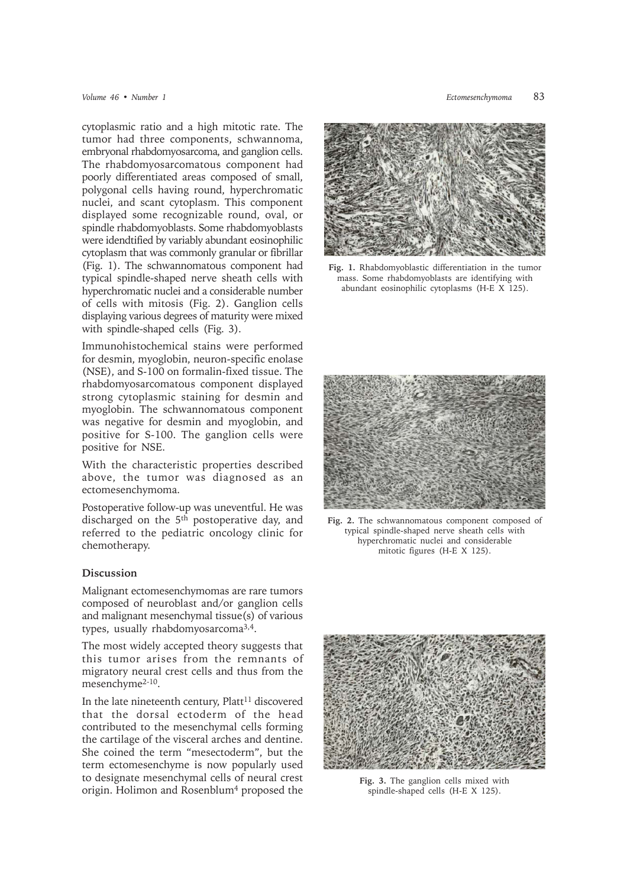cytoplasmic ratio and a high mitotic rate. The tumor had three components, schwannoma, embryonal rhabdomyosarcoma, and ganglion cells. The rhabdomyosarcomatous component had poorly differentiated areas composed of small, polygonal cells having round, hyperchromatic nuclei, and scant cytoplasm. This component displayed some recognizable round, oval, or spindle rhabdomyoblasts. Some rhabdomyoblasts were idendtified by variably abundant eosinophilic cytoplasm that was commonly granular or fibrillar (Fig. 1). The schwannomatous component had typical spindle-shaped nerve sheath cells with hyperchromatic nuclei and a considerable number of cells with mitosis (Fig. 2). Ganglion cells displaying various degrees of maturity were mixed with spindle-shaped cells (Fig. 3).

Immunohistochemical stains were performed for desmin, myoglobin, neuron-specific enolase (NSE), and S-100 on formalin-fixed tissue. The rhabdomyosarcomatous component displayed strong cytoplasmic staining for desmin and myoglobin. The schwannomatous component was negative for desmin and myoglobin, and positive for S-100. The ganglion cells were positive for NSE.

With the characteristic properties described above, the tumor was diagnosed as an ectomesenchymoma.

Postoperative follow-up was uneventful. He was discharged on the 5th postoperative day, and referred to the pediatric oncology clinic for chemotherapy.

## Discussion

Malignant ectomesenchymomas are rare tumors composed of neuroblast and/or ganglion cells and malignant mesenchymal tissue(s) of various types, usually rhabdomyosarcoma[3,4].

The most widely accepted theory suggests that this tumor arises from the remnants of migratory neural crest cells and thus from the mesenchyme[2-10].

In the late nineteenth century, Platt[11] discovered that the dorsal ectoderm of the head contributed to the mesenchymal cells forming the cartilage of the visceral arches and dentine. She coined the term "mesectoderm", but the term ectomesenchyme is now popularly used to designate mesenchymal cells of neural crest origin. Holimon and Rosenblum[4] proposed the

**Fig. 1.** Rhabdomyoblastic differentiation in the tumor mass. Some rhabdomyoblasts are identifying with abundant eosinophilic cytoplasms (H-E X 125).

**Fig. 2.** The schwannomatous component composed of typical spindle-shaped nerve sheath cells with hyperchromatic nuclei and considerable mitotic figures (H-E X 125).

**Fig. 3.** The ganglion cells mixed with spindle-shaped cells (H-E X 125).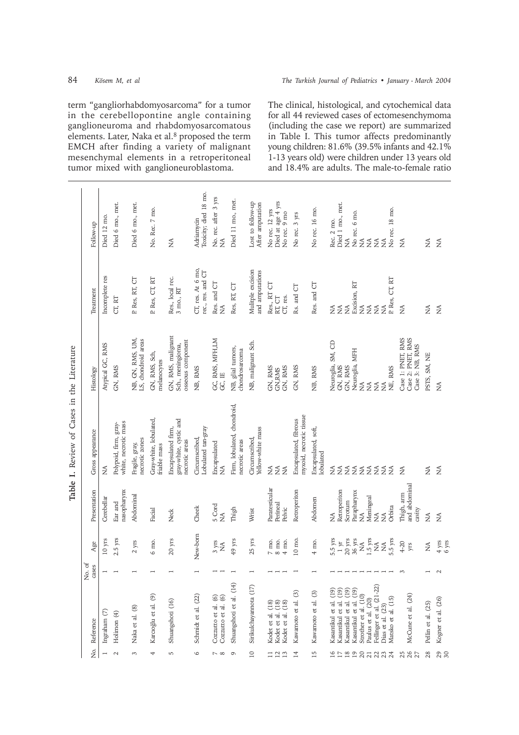term "gangliorhabdomyosarcoma" for a tumor in the cerebellopontine angle containing ganglioneuroma and rhabdomyosarcomatous elements. Later, Naka et al.[8] proposed the term EMCH after finding a variety of malignant mesenchymal elements in a retroperitoneal tumor mixed with ganglioneuroblastoma.

The clinical, histological, and cytochemical data for all 44 reviewed cases of ectomesenchymoma (including the case we report) are summarized in Table I. This tumor affects predominantly young children: 81.6% (39.5% infants and 42.1% 1-13 years old) were children under 13 years old and 18.4% are adults. The male-to-female ratio

**Table I.** Review of Cases in the Literature

| No. | Reference | No. of cases | Age | Presentation | Gross appearance | Histology | Treatment | Follow-up |
|---|---|---|---|---|---|---|---|---|
| 1 | Ingraham (7) | 1 | 10 yrs | Cerebellar | NA | Atypical GC, RMS | Incomplete res | Died 12 mo. |
| 2 | Holimon (4) | 1 | 2.5 yrs | Ear and nasopharynx | Polypoid, firm, gray-white, necrotic mass | GN, RMS | CT, RT | Died 6 mo., met. |
| 3 | Naka et al. (8) | 1 | 2 yrs | Abdominal | Fragile, gray, necrotic zones | NB, GN, RMS, UM, LS, chondroid areas | P. Res, RT, CT | Died 6 mo., met. |
| 4 | Karcıoğlu et al. (9) | 1 | 6 mo. | Facial | Gray-white, lobulated, friable mass | GN, RMS, Sch, melanocytes | P. Res, CT, RT | No. Rec. 7 mo. |
| 5 | Shuangshoti (16) | 1 | 20 yrs | Neck | Encapsulated firm, gray-white, cystic and necrotic areas | GN, RMS, malignant Sch., meningioma, osseous component | Res., local rec. 3 mo., RT | NA |
| 6 | Schmidt et al. (22) | 1 | New-born | Cheek | Circumscribed, Lobulated tan-gray | NB, RMS | CT, res. At 6 mo, rec., res. and CT | Adriamycin Toxicity; died 18 mo. |
| 7 | Cozzutto et al. (6) | 1 | 3 yrs | 5 Cord | Encapsulated | GC, RMS, MFH,LM | Res. and CT | No. rec. after 3 yrs |
| 8 | Cozzutto et al. (6) | 1 | NA | NA | NA | GC, IE | NA | NA |
| 9 | Shuangshoti et al. (14) | 1 | 49 yrs | Thigh | Firm, lobulated, chondroid, necrotic areas | NB, glial tumors, chondrosarcoma | Res, RT, CT | Died 11 mo., met. |
| 10 | Sirikulchayanonta (17) | 1 | 25 yrs | Wrist | Circumscribed, Yellow-white mass | NB, malignant Sch. | Multiple excision and amputations | Lost to follow-up After amputation |
| 11 | Kodet et al. (18) | 1 | 7 mo. | Paratesticular | NA | GN, RMS | Res., RT CT | No rec. 12 yrs |
| 12 | Kodet et al. (18) | 1 | 8 mo. | Perineal | NA | GN,RMS | RT, CT | Died at age 4 yrs |
| 13 | Kodet et al. (18) | 1 | 4 mo. | Pelvic | NA | GN, RMS | CT, res. | No rec. 9 mo |
| 14 | Kawamoto et al. (3) | 1 | 10 mo. | Retroperiton | Encapsulated fibrous myxoid, necrotic tissue | GN, RMS | Rs. and CT | No rec. 3 yrs |
| 15 | Kawamoto et al. (3) | 1 | 4 mo. | Abdomen | Encapsulated, soft, lobulated | NB, RMS | Res. and CT | No rec. 16 mo. |
| 16 | Kasantikul et al. (19) | 1 | 5.5 yrs | NA | NA | Neuroglia, SM, CD | NA | Rec. 2 mo. |
| 17 | Kasantikul et al. (19) | 1 | 1 yr | Retroperiton | NA | GN, RMS | NA | Died 1 mo., met. |
| 18 | Kasantikul et al. (19) | 1 | 20 yrs | Scrotum | NA | GN, RMS | NA | NA |
| 19 | Kasantikul et al. (19) | 1 | 36 yrs | Parapharynx | NA | Neuroglia, MFH | Excision, RT | No rec. 6 mo. |
| 20 | Strother et al. (10) | 1 | NA | NA | NA | NA | NA | NA |
| 21 | Paulus et al. (20) | 1 | 1.5 yrs | Meningeal | NA | NA | NA | NA |
| 22 | Fellinger et al. (21-22) | 1 | NA | NA | NA | NA | NA | NA |
| 23 | Dias et al. (23) | 1 | NA | NA | NA | NA | NA | NA |
| 24 | Matsko et al. (15) | 1 | 5.5 yrs | Orbita | NA | NE, RMS | P. Res, CT, RT | No rec. 18 mo. |
| 25<br>26<br>27 | McCune et al. (24) | 3 | 4-20 yrs | Thigh, arm and abdominal cavity | NA | Case 1: PNET, RMS<br>Case 2: PNET, RMS<br>Case 3: NB, RMS | NA | NA |
| 28 | Pellin et al. (25) | 1 | NA | NA | NA | PSTS, SM, NE | NA | NA |
| 29<br>30 | Kogner et al. (26) | 2 | 4 yrs<br>6 yrs | NA | NA | NA | NA | NA |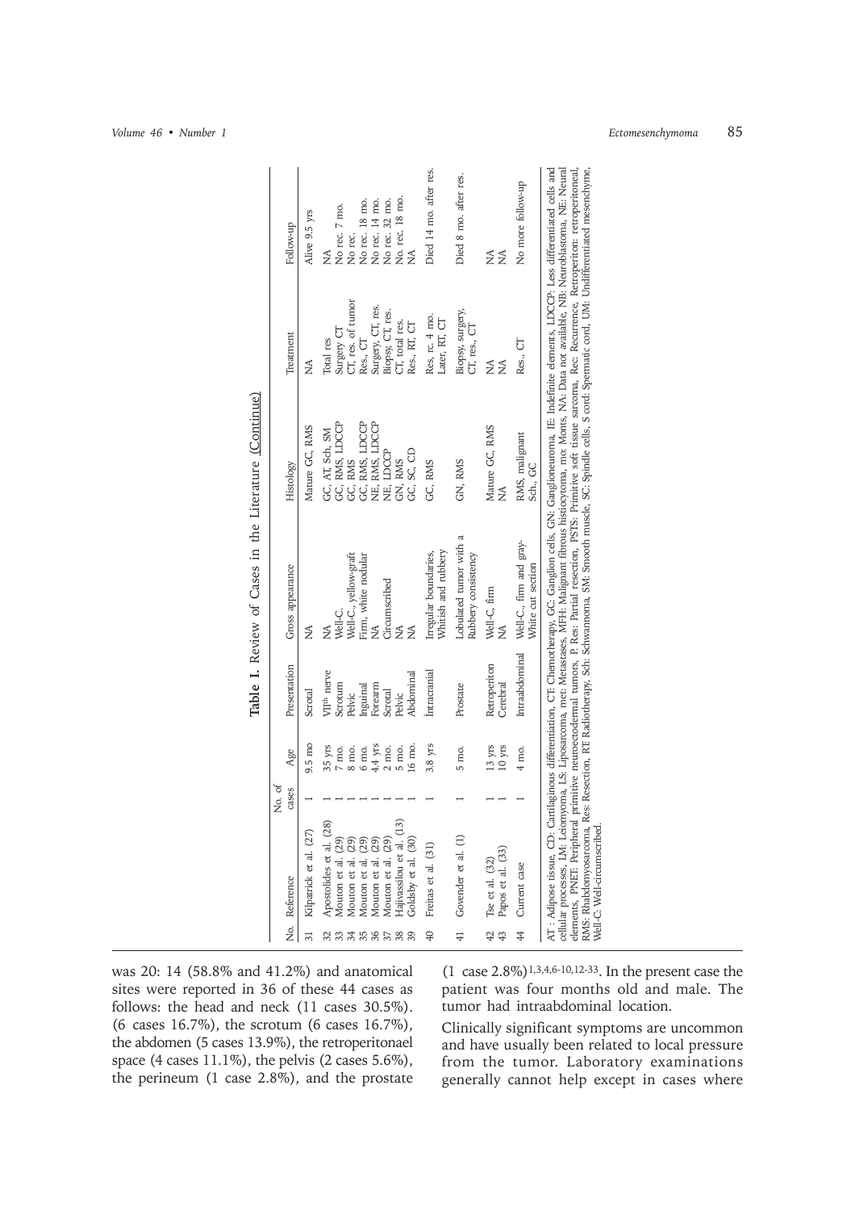**Table I.** Review of Cases in the Literature (Continue)

| No. | Reference | No. of cases | Age | Presentation | Gross appearance | Histology | Treatment | Follow-up |
|---|---|---|---|---|---|---|---|---|
| 31 | Kilpatrick et al. (27) | 1 | 9.5 mo | Scrotal | NA | Mature GC, RMS | NA | Alive 9.5 yrs |
| 32 | Apostolides et al. (28) | 1 | 35 yrs | VII$^{th}$ nerve | NA | GC, AT, Sch, SM | Total res | NA |
| 33 | Mouton et al. (29) | 1 | 7 mo. | Scrotum | Well-C. | GC, RMS, LDCCP | Surgery CT | No rec. 7 mo. |
| 34 | Mouton et al. (29) | 1 | 8 mo. | Pelvic | Well-C., yellow-graft | GC, RMS | CT, res. of tumor | No rec. |
| 35 | Mouton et al. (29) | 1 | 6 mo. | Inguinal | Firm, white nodular | GC, RMS, LDCCP | Res., CT | No rec. 18 mo. |
| 36 | Mouton et al. (29) | 1 | 4.4 yrs | Forearm | NA | NE, RMS, LDCCP | Surgery, CT, res. | No rec. 14 mo. |
| 37 | Mouton et al. (29) | 1 | 2 mo. | Scrotal | Circumscribed | NE, LDCCP | Biopsy, CT, res. | No rec. 32 mo. |
| 38 | Hajivassiliou et al. (13) | 1 | 5 mo. | Pelvic | NA | GN, RMS | CT, total res. | No. rec. 18 mo. |
| 39 | Goldsby et al. (30) | 1 | 16 mo. | Abdominal | NA | GC, SC, CD | Res., RT, CT | NA |
| 40 | Freitas et al. (31) | 1 | 3.8 yrs | İntracranial | Irregular boundaries, Whitish and rubbery | GC, RMS | Res, rc. 4 mo. Later, RT, CT | Died 14 mo. after res. |
| 41 | Govender et al. (1) | 1 | 5 mo. | Prostate | Lobulated tumor with a Rubbery consistency | GN, RMS | Biopsy, surgery, CT, res., CT | Died 8 mo. after res. |
| 42 | Tse et al. (32) | 1 | 13 yrs | Retroperiton | Well-C, firm | Mature GC, RMS | NA | NA |
| 43 | Papos et al. (33) | 1 | 10 yrs | Cerebral | NA | NA | NA | NA |
| 44 | Current case | 1 | 4 mo. | Intraabdominal | Well-C., firm and gray-White cut section | RMS, malignant Sch., GC | Res., CT | No more follow-up |

AT : Adipose tissue, CD: Cartilaginous differentiation, CT: Chemotherapy, GC: Ganglion cells, GN: Ganglioneuroma, IE: Indefinite elements, LDCCP: Less differentiated cells and cellular processes, LM: Leiomyoma, LS: Liposarcoma, met: Metastases, MFH: Malignant fibrous histiocytoma, mo: Monts, NA: Data not available, NB: Neuroblastoma, NE: Neural elements, PNET: Peripheral primitive neuroectodermal tumors, P. Res: Partial resection, PSTS: Primitive soft tissue sarcoma, Rec: Recurrence, Retroperiton: retroperitoneal, RMS: Rhabdomyosarcoma, Res: Resection, RT: Radiotherapy, Sch: Schwannoma, SM: Smooth muscle, SC: Spindle cells, S cord: Spermatic cord, UM: Undifferentiated mesenchyme, Well-C: Well-circumscribed.

was 20: 14 (58.8% and 41.2%) and anatomical sites were reported in 36 of these 44 cases as follows: the head and neck (11 cases 30.5%). (6 cases 16.7%), the scrotum (6 cases 16.7%), the abdomen (5 cases 13.9%), the retroperitonael space (4 cases 11.1%), the pelvis (2 cases 5.6%), the perineum (1 case 2.8%), and the prostate (1 case 2.8%)[1,3,4,6-10,12-33]. In the present case the patient was four months old and male. The tumor had intraabdominal location.

Clinically significant symptoms are uncommon and have usually been related to local pressure from the tumor. Laboratory examinations generally cannot help except in cases where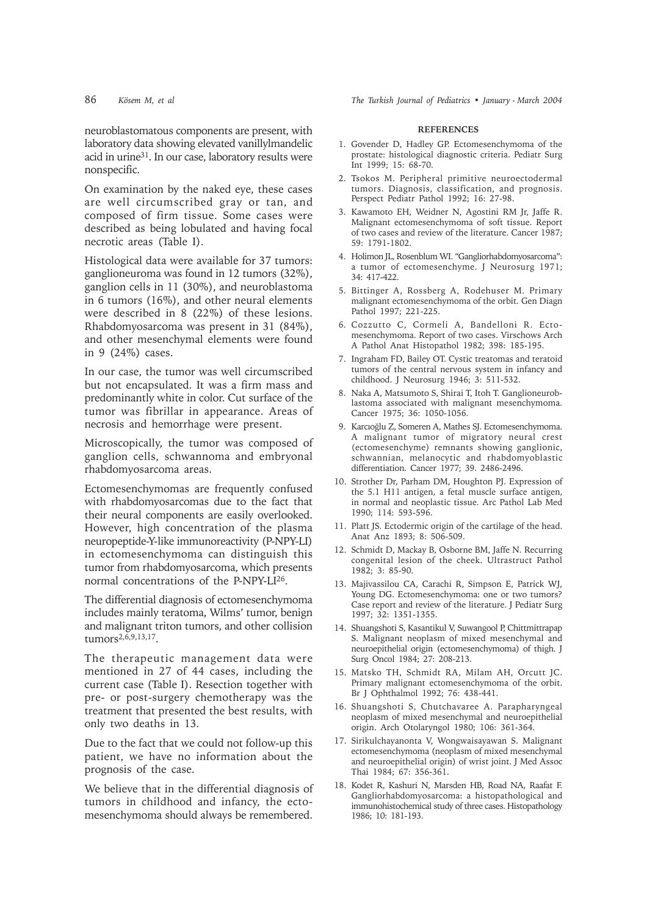neuroblastomatous components are present, with laboratory data showing elevated vanillylmandelic acid in urine[31]. In our case, laboratory results were nonspecific.

On examination by the naked eye, these cases are well circumscribed gray or tan, and composed of firm tissue. Some cases were described as being lobulated and having focal necrotic areas (Table I).

Histological data were available for 37 tumors: ganglioneuroma was found in 12 tumors (32%), ganglion cells in 11 (30%), and neuroblastoma in 6 tumors (16%), and other neural elements were described in 8 (22%) of these lesions. Rhabdomyosarcoma was present in 31 (84%), and other mesenchymal elements were found in 9 (24%) cases.

In our case, the tumor was well circumscribed but not encapsulated. It was a firm mass and predominantly white in color. Cut surface of the tumor was fibrillar in appearance. Areas of necrosis and hemorrhage were present.

Microscopically, the tumor was composed of ganglion cells, schwannoma and embryonal rhabdomyosarcoma areas.

Ectomesenchymomas are frequently confused with rhabdomyosarcomas due to the fact that their neural components are easily overlooked. However, high concentration of the plasma neuropeptide-Y-like immunoreactivity (P-NPY-LI) in ectomesenchymoma can distinguish this tumor from rhabdomyosarcoma, which presents normal concentrations of the P-NPY-LI[26].

The differential diagnosis of ectomesenchymoma includes mainly teratoma, Wilms' tumor, benign and malignant triton tumors, and other collision tumors[2,6,9,13,17].

The therapeutic management data were mentioned in 27 of 44 cases, including the current case (Table I). Resection together with pre- or post-surgery chemotherapy was the treatment that presented the best results, with only two deaths in 13.

Due to the fact that we could not follow-up this patient, we have no information about the prognosis of the case.

We believe that in the differential diagnosis of tumors in childhood and infancy, the ectomesenchymoma should always be remembered.

## REFERENCES

1. Govender D, Hadley GP. Ectomesenchymoma of the prostate: histological diagnostic criteria. Pediatr Surg Int 1999; 15: 68-70.
2. Tsokos M. Peripheral primitive neuroectodermal tumors. Diagnosis, classification, and prognosis. Perspect Pediatr Pathol 1992; 16: 27-98.
3. Kawamoto EH, Weidner N, Agostini RM Jr, Jaffe R. Malignant ectomesenchymoma of soft tissue. Report of two cases and review of the literature. Cancer 1987; 59: 1791-1802.
4. Holimon JL, Rosenblum WI. "Gangliorhabdomyosarcoma": a tumor of ectomesenchyme. J Neurosurg 1971; 34: 417-422.
5. Bittinger A, Rossberg A, Rodehuser M. Primary malignant ectomesenchymoma of the orbit. Gen Diagn Pathol 1997; 221-225.
6. Cozzutto C, Cormeli A, Bandelloni R. Ectomesenchymoma. Report of two cases. Virschows Arch A Pathol Anat Histopathol 1982; 398: 185-195.
7. Ingraham FD, Bailey OT. Cystic treatomas and teratoid tumors of the central nervous system in infancy and childhood. J Neurosurg 1946; 3: 511-532.
8. Naka A, Matsumoto S, Shirai T, Itoh T. Ganglioneuroblastoma associated with malignant mesenchymoma. Cancer 1975; 36: 1050-1056.
9. Karcıoğlu Z, Someren A, Mathes SJ. Ectomesenchymoma. A malignant tumor of migratory neural crest (ectomesenchyme) remnants showing ganglionic, schwannian, melanocytic and rhabdomyoblastic differentiation. Cancer 1977; 39. 2486-2496.
10. Strother Dr, Parham DM, Houghton PJ. Expression of the 5.1 H11 antigen, a fetal muscle surface antigen, in normal and neoplastic tissue. Arc Pathol Lab Med 1990; 114: 593-596.
11. Platt JS. Ectodermic origin of the cartilage of the head. Anat Anz 1893; 8: 506-509.
12. Schmidt D, Mackay B, Osborne BM, Jaffe N. Recurring congenital lesion of the cheek. Ultrastruct Pathol 1982; 3: 85-90.
13. Majivassilou CA, Carachi R, Simpson E, Patrick WJ, Young DG. Ectomesenchymoma: one or two tumors? Case report and review of the literature. J Pediatr Surg 1997; 32: 1351-1355.
14. Shuangshoti S, Kasantikul V, Suwangool P, Chittmittrapap S. Malignant neoplasm of mixed mesenchymal and neuroepithelial origin (ectomesenchymoma) of thigh. J Surg Oncol 1984; 27: 208-213.
15. Matsko TH, Schmidt RA, Milam AH, Orcutt JC. Primary malignant ectomesenchymoma of the orbit. Br J Ophthalmol 1992; 76: 438-441.
16. Shuangshoti S, Chutchavaree A. Parapharyngeal neoplasm of mixed mesenchymal and neuroepithelial origin. Arch Otolaryngol 1980; 106: 361-364.
17. Sirikulchayanonta V, Wongwaisayawan S. Malignant ectomesenchymoma (neoplasm of mixed mesenchymal and neuroepithelial origin) of wrist joint. J Med Assoc Thai 1984; 67: 356-361.
18. Kodet R, Kashuri N, Marsden HB, Road NA, Raafat F. Gangliorhabdomyosarcoma: a histopathological and immunohistochemical study of three cases. Histopathology 1986; 10: 181-193.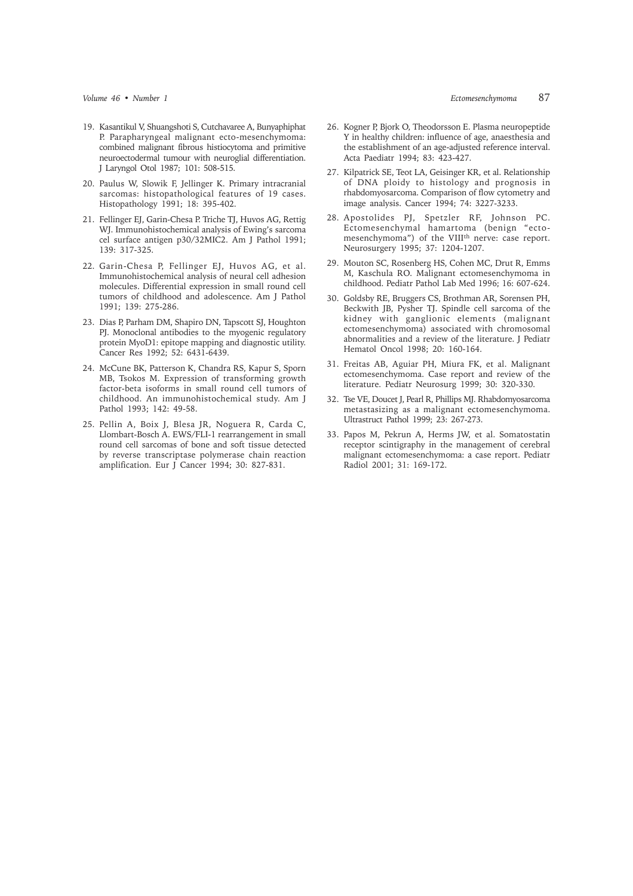19. Kasantikul V, Shuangshoti S, Cutchavaree A, Bunyaphiphat P. Parapharyngeal malignant ecto-mesenchymoma: combined malignant fibrous histiocytoma and primitive neuroectodermal tumour with neuroglial differentiation. J Laryngol Otol 1987; 101: 508-515.
20. Paulus W, Slowik F, Jellinger K. Primary intracranial sarcomas: histopathological features of 19 cases. Histopathology 1991; 18: 395-402.
21. Fellinger EJ, Garin-Chesa P. Triche TJ, Huvos AG, Rettig WJ. Immunohistochemical analysis of Ewing's sarcoma cel surface antigen p30/32MIC2. Am J Pathol 1991; 139: 317-325.
22. Garin-Chesa P, Fellinger EJ, Huvos AG, et al. Immunohistochemical analysis of neural cell adhesion molecules. Differential expression in small round cell tumors of childhood and adolescence. Am J Pathol 1991; 139: 275-286.
23. Dias P, Parham DM, Shapiro DN, Tapscott SJ, Houghton PJ. Monoclonal antibodies to the myogenic regulatory protein MyoD1: epitope mapping and diagnostic utility. Cancer Res 1992; 52: 6431-6439.
24. McCune BK, Patterson K, Chandra RS, Kapur S, Sporn MB, Tsokos M. Expression of transforming growth factor-beta isoforms in small round cell tumors of childhood. An immunohistochemical study. Am J Pathol 1993; 142: 49-58.
25. Pellin A, Boix J, Blesa JR, Noguera R, Carda C, Llombart-Bosch A. EWS/FLI-1 rearrangement in small round cell sarcomas of bone and soft tissue detected by reverse transcriptase polymerase chain reaction amplification. Eur J Cancer 1994; 30: 827-831.
26. Kogner P, Bjork O, Theodorsson E. Plasma neuropeptide Y in healthy children: influence of age, anaesthesia and the establishment of an age-adjusted reference interval. Acta Paediatr 1994; 83: 423-427.
27. Kilpatrick SE, Teot LA, Geisinger KR, et al. Relationship of DNA ploidy to histology and prognosis in rhabdomyosarcoma. Comparison of flow cytometry and image analysis. Cancer 1994; 74: 3227-3233.
28. Apostolides PJ, Spetzler RF, Johnson PC. Ectomesenchymal hamartoma (benign "ecto-mesenchymoma") of the VIII[th] nerve: case report. Neurosurgery 1995; 37: 1204-1207.
29. Mouton SC, Rosenberg HS, Cohen MC, Drut R, Emms M, Kaschula RO. Malignant ectomesenchymoma in childhood. Pediatr Pathol Lab Med 1996; 16: 607-624.
30. Goldsby RE, Bruggers CS, Brothman AR, Sorensen PH, Beckwith JB, Pysher TJ. Spindle cell sarcoma of the kidney with ganglionic elements (malignant ectomesenchymoma) associated with chromosomal abnormalities and a review of the literature. J Pediatr Hematol Oncol 1998; 20: 160-164.
31. Freitas AB, Aguiar PH, Miura FK, et al. Malignant ectomesenchymoma. Case report and review of the literature. Pediatr Neurosurg 1999; 30: 320-330.
32. Tse VE, Doucet J, Pearl R, Phillips MJ. Rhabdomyosarcoma metastasizing as a malignant ectomesenchymoma. Ultrastruct Pathol 1999; 23: 267-273.
33. Papos M, Pekrun A, Herms JW, et al. Somatostatin receptor scintigraphy in the management of cerebral malignant ectomesenchymoma: a case report. Pediatr Radiol 2001; 31: 169-172.